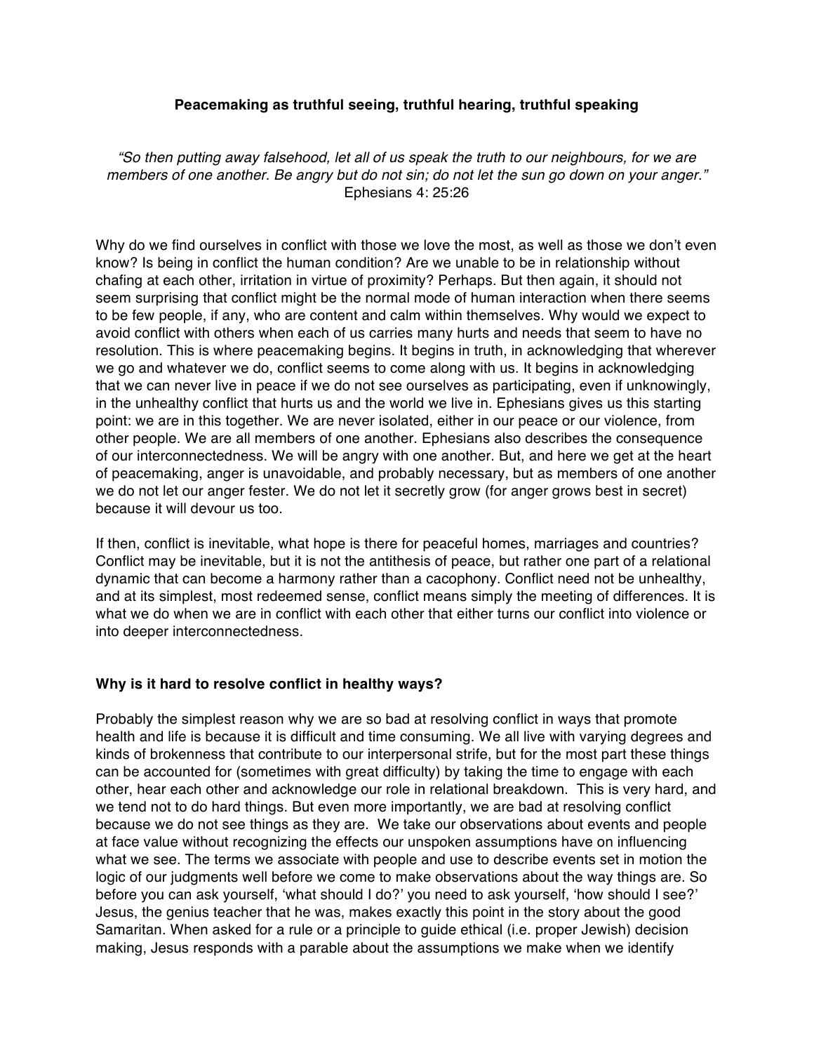**Peacemaking as truthful seeing, truthful hearing, truthful speaking**

*"So then putting away falsehood, let all of us speak the truth to our neighbours, for we are members of one another. Be angry but do not sin; do not let the sun go down on your anger."*
Ephesians 4: 25:26

Why do we find ourselves in conflict with those we love the most, as well as those we don't even know? Is being in conflict the human condition? Are we unable to be in relationship without chafing at each other, irritation in virtue of proximity? Perhaps. But then again, it should not seem surprising that conflict might be the normal mode of human interaction when there seems to be few people, if any, who are content and calm within themselves. Why would we expect to avoid conflict with others when each of us carries many hurts and needs that seem to have no resolution. This is where peacemaking begins. It begins in truth, in acknowledging that wherever we go and whatever we do, conflict seems to come along with us. It begins in acknowledging that we can never live in peace if we do not see ourselves as participating, even if unknowingly, in the unhealthy conflict that hurts us and the world we live in. Ephesians gives us this starting point: we are in this together. We are never isolated, either in our peace or our violence, from other people. We are all members of one another. Ephesians also describes the consequence of our interconnectedness. We will be angry with one another. But, and here we get at the heart of peacemaking, anger is unavoidable, and probably necessary, but as members of one another we do not let our anger fester. We do not let it secretly grow (for anger grows best in secret) because it will devour us too.

If then, conflict is inevitable, what hope is there for peaceful homes, marriages and countries? Conflict may be inevitable, but it is not the antithesis of peace, but rather one part of a relational dynamic that can become a harmony rather than a cacophony. Conflict need not be unhealthy, and at its simplest, most redeemed sense, conflict means simply the meeting of differences. It is what we do when we are in conflict with each other that either turns our conflict into violence or into deeper interconnectedness.

**Why is it hard to resolve conflict in healthy ways?**

Probably the simplest reason why we are so bad at resolving conflict in ways that promote health and life is because it is difficult and time consuming. We all live with varying degrees and kinds of brokenness that contribute to our interpersonal strife, but for the most part these things can be accounted for (sometimes with great difficulty) by taking the time to engage with each other, hear each other and acknowledge our role in relational breakdown. This is very hard, and we tend not to do hard things. But even more importantly, we are bad at resolving conflict because we do not see things as they are. We take our observations about events and people at face value without recognizing the effects our unspoken assumptions have on influencing what we see. The terms we associate with people and use to describe events set in motion the logic of our judgments well before we come to make observations about the way things are. So before you can ask yourself, 'what should I do?' you need to ask yourself, 'how should I see?' Jesus, the genius teacher that he was, makes exactly this point in the story about the good Samaritan. When asked for a rule or a principle to guide ethical (i.e. proper Jewish) decision making, Jesus responds with a parable about the assumptions we make when we identify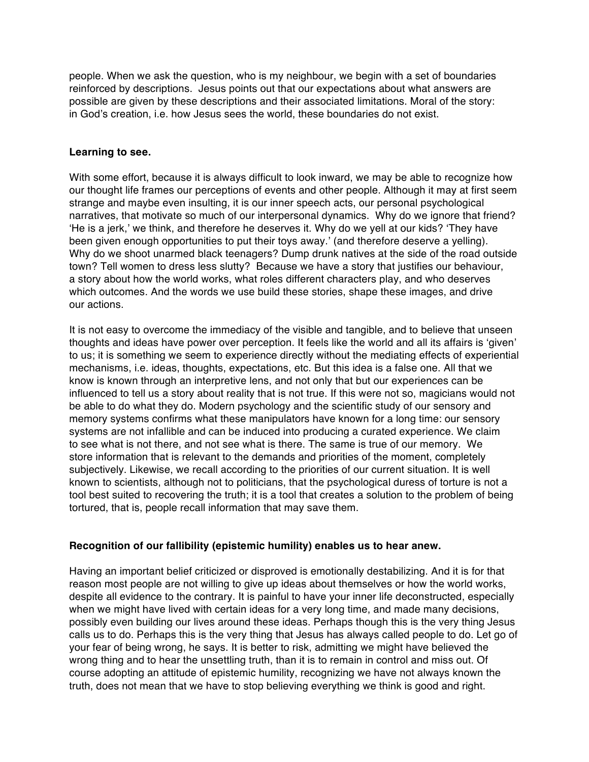people. When we ask the question, who is my neighbour, we begin with a set of boundaries reinforced by descriptions. Jesus points out that our expectations about what answers are possible are given by these descriptions and their associated limitations. Moral of the story: in God's creation, i.e. how Jesus sees the world, these boundaries do not exist.

**Learning to see.**

With some effort, because it is always difficult to look inward, we may be able to recognize how our thought life frames our perceptions of events and other people. Although it may at first seem strange and maybe even insulting, it is our inner speech acts, our personal psychological narratives, that motivate so much of our interpersonal dynamics. Why do we ignore that friend? 'He is a jerk,' we think, and therefore he deserves it. Why do we yell at our kids? 'They have been given enough opportunities to put their toys away.' (and therefore deserve a yelling). Why do we shoot unarmed black teenagers? Dump drunk natives at the side of the road outside town? Tell women to dress less slutty? Because we have a story that justifies our behaviour, a story about how the world works, what roles different characters play, and who deserves which outcomes. And the words we use build these stories, shape these images, and drive our actions.

It is not easy to overcome the immediacy of the visible and tangible, and to believe that unseen thoughts and ideas have power over perception. It feels like the world and all its affairs is 'given' to us; it is something we seem to experience directly without the mediating effects of experiential mechanisms, i.e. ideas, thoughts, expectations, etc. But this idea is a false one. All that we know is known through an interpretive lens, and not only that but our experiences can be influenced to tell us a story about reality that is not true. If this were not so, magicians would not be able to do what they do. Modern psychology and the scientific study of our sensory and memory systems confirms what these manipulators have known for a long time: our sensory systems are not infallible and can be induced into producing a curated experience. We claim to see what is not there, and not see what is there. The same is true of our memory. We store information that is relevant to the demands and priorities of the moment, completely subjectively. Likewise, we recall according to the priorities of our current situation. It is well known to scientists, although not to politicians, that the psychological duress of torture is not a tool best suited to recovering the truth; it is a tool that creates a solution to the problem of being tortured, that is, people recall information that may save them.

**Recognition of our fallibility (epistemic humility) enables us to hear anew.**

Having an important belief criticized or disproved is emotionally destabilizing. And it is for that reason most people are not willing to give up ideas about themselves or how the world works, despite all evidence to the contrary. It is painful to have your inner life deconstructed, especially when we might have lived with certain ideas for a very long time, and made many decisions, possibly even building our lives around these ideas. Perhaps though this is the very thing Jesus calls us to do. Perhaps this is the very thing that Jesus has always called people to do. Let go of your fear of being wrong, he says. It is better to risk, admitting we might have believed the wrong thing and to hear the unsettling truth, than it is to remain in control and miss out. Of course adopting an attitude of epistemic humility, recognizing we have not always known the truth, does not mean that we have to stop believing everything we think is good and right.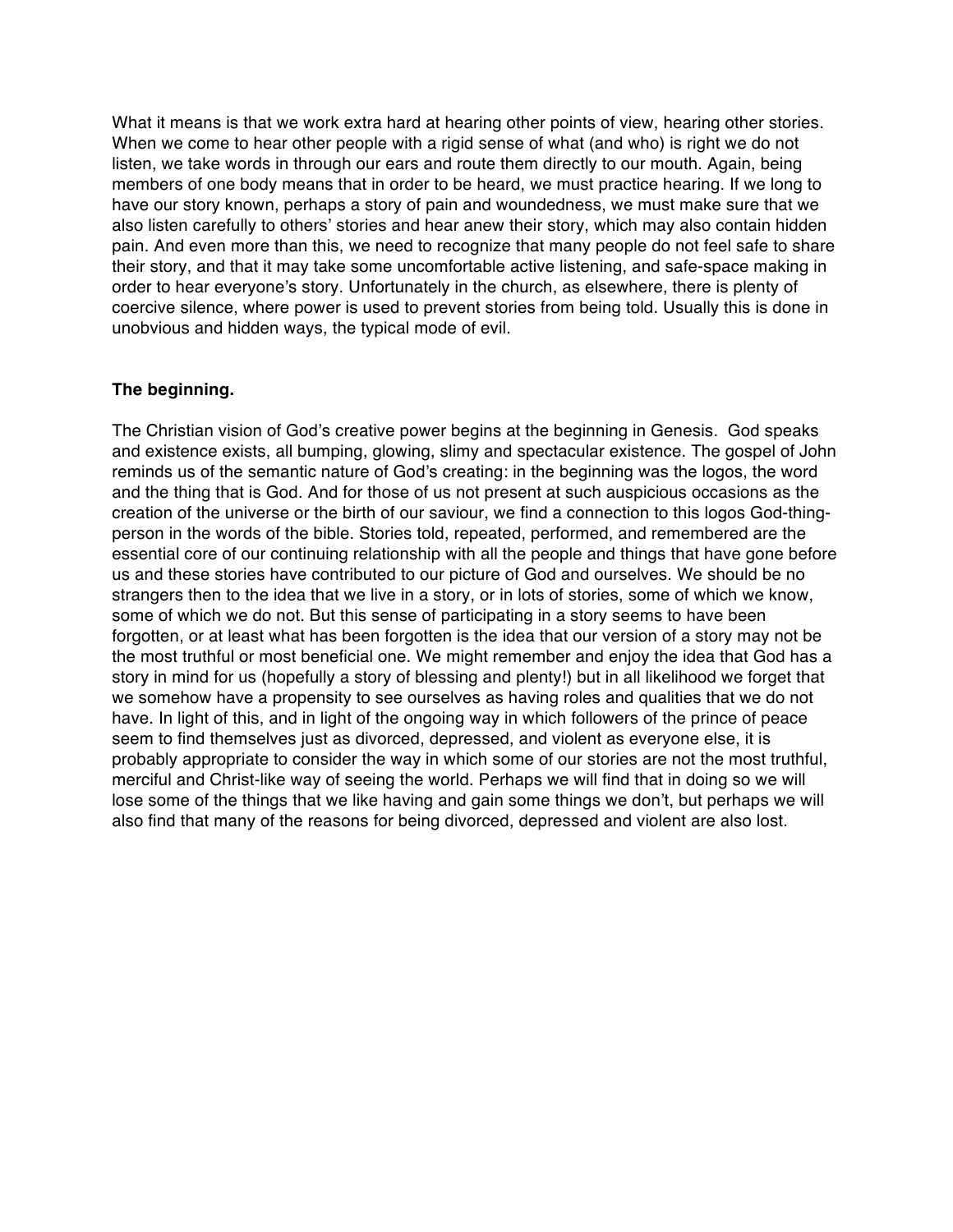What it means is that we work extra hard at hearing other points of view, hearing other stories. When we come to hear other people with a rigid sense of what (and who) is right we do not listen, we take words in through our ears and route them directly to our mouth. Again, being members of one body means that in order to be heard, we must practice hearing. If we long to have our story known, perhaps a story of pain and woundedness, we must make sure that we also listen carefully to others' stories and hear anew their story, which may also contain hidden pain. And even more than this, we need to recognize that many people do not feel safe to share their story, and that it may take some uncomfortable active listening, and safe-space making in order to hear everyone's story. Unfortunately in the church, as elsewhere, there is plenty of coercive silence, where power is used to prevent stories from being told. Usually this is done in unobvious and hidden ways, the typical mode of evil.

**The beginning.**

The Christian vision of God's creative power begins at the beginning in Genesis. God speaks and existence exists, all bumping, glowing, slimy and spectacular existence. The gospel of John reminds us of the semantic nature of God's creating: in the beginning was the logos, the word and the thing that is God. And for those of us not present at such auspicious occasions as the creation of the universe or the birth of our saviour, we find a connection to this logos God-thing-person in the words of the bible. Stories told, repeated, performed, and remembered are the essential core of our continuing relationship with all the people and things that have gone before us and these stories have contributed to our picture of God and ourselves. We should be no strangers then to the idea that we live in a story, or in lots of stories, some of which we know, some of which we do not. But this sense of participating in a story seems to have been forgotten, or at least what has been forgotten is the idea that our version of a story may not be the most truthful or most beneficial one. We might remember and enjoy the idea that God has a story in mind for us (hopefully a story of blessing and plenty!) but in all likelihood we forget that we somehow have a propensity to see ourselves as having roles and qualities that we do not have. In light of this, and in light of the ongoing way in which followers of the prince of peace seem to find themselves just as divorced, depressed, and violent as everyone else, it is probably appropriate to consider the way in which some of our stories are not the most truthful, merciful and Christ-like way of seeing the world. Perhaps we will find that in doing so we will lose some of the things that we like having and gain some things we don't, but perhaps we will also find that many of the reasons for being divorced, depressed and violent are also lost.